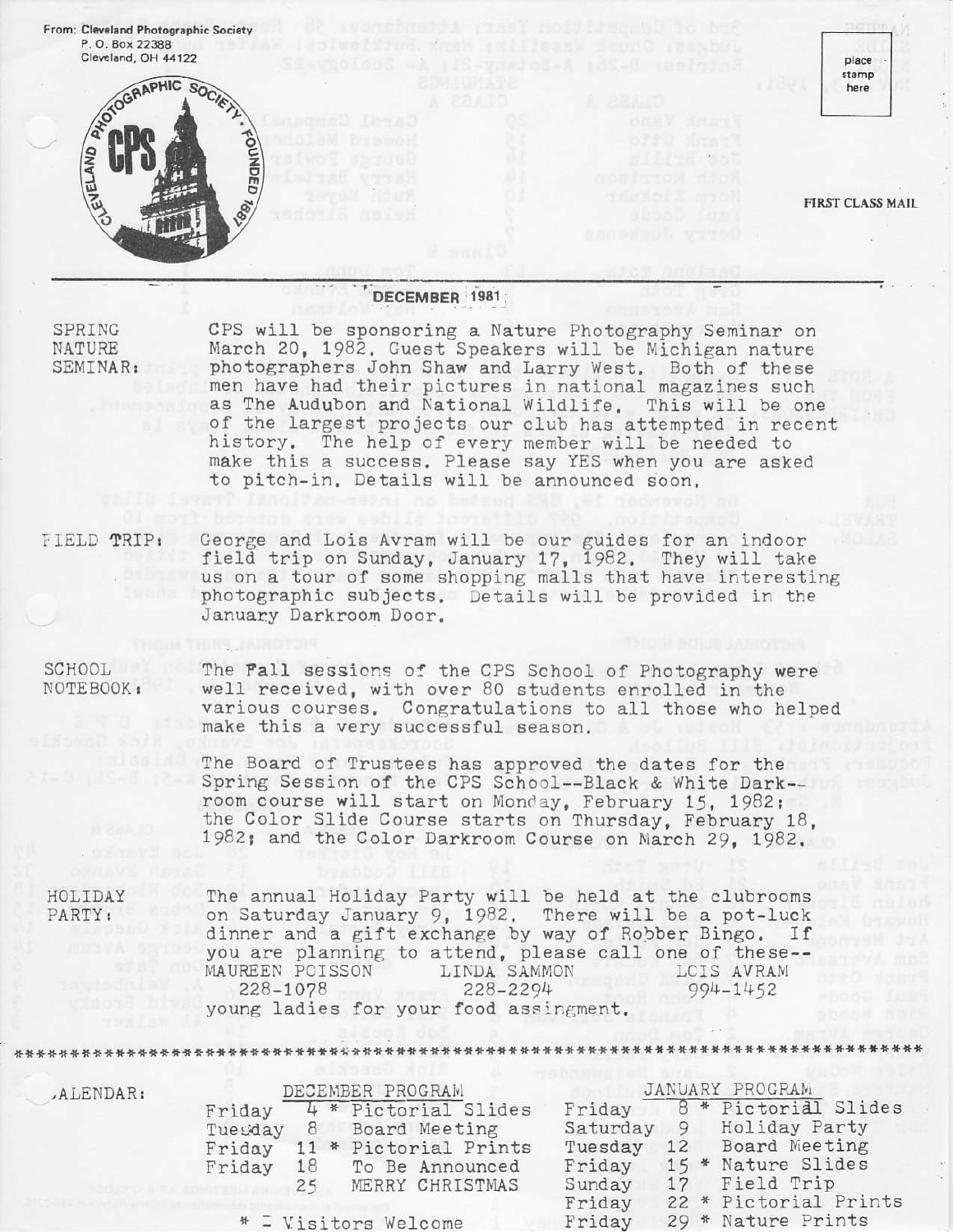From: Cleveland Photographic Society
P. O. Box 22388
Cleveland, OH 44122

place stamp here

FIRST CLASS MAIL

**DECEMBER 1981**

**SPRING NATURE SEMINAR:** CPS will be sponsoring a Nature Photography Seminar on March 20, 1982. Guest Speakers will be Michigan nature photographers John Shaw and Larry West. Both of these men have had their pictures in national magazines such as The Audubon and National Wildlife. This will be one of the largest projects our club has attempted in recent history. The help of every member will be needed to make this a success. Please say YES when you are asked to pitch-in. Details will be announced soon.

**FIELD TRIP:** George and Lois Avram will be our guides for an indoor field trip on Sunday, January 17, 1982. They will take us on a tour of some shopping malls that have interesting photographic subjects. Details will be provided in the January Darkroom Door.

**SCHOOL NOTEBOOK:** The Fall sessions of the CPS School of Photography were well received, with over 80 students enrolled in the various courses. Congratulations to all those who helped make this a very successful season.

The Board of Trustees has approved the dates for the Spring Session of the CPS School--Black & White Darkroom course will start on Monday, February 15, 1982; the Color Slide Course starts on Thursday, February 18, 1982; and the Color Darkroom Course on March 29, 1982.

**HOLIDAY PARTY:** The annual Holiday Party will be held at the clubrooms on Saturday January 9, 1982. There will be a pot-luck dinner and a gift exchange by way of Robber Bingo. If you are planning to attend, please call one of these--

| MAUREEN POISSON | LINDA SAMMON | LOIS AVRAM |
|---|---|---|
| 228-1078 | 228-2294 | 994-1452 |

young ladies for your food assignment.

************************************************************

**CALENDAR:**

| DECEMBER PROGRAM | | | JANUARY PROGRAM | | |
|---|---|---|---|---|---|
| Friday | 4 | * Pictorial Slides | Friday | 8 | * Pictorial Slides |
| Tuesday | 8 | Board Meeting | Saturday | 9 | Holiday Party |
| Friday | 11 | * Pictorial Prints | Tuesday | 12 | Board Meeting |
| Friday | 18 | To Be Announced | Friday | 15 | * Nature Slides |
| | 25 | MERRY CHRISTMAS | Sunday | 17 | Field Trip |
| | | | Friday | 22 | * Pictorial Prints |
| | | | Friday | 29 | * Nature Prints |

* = Visitors Welcome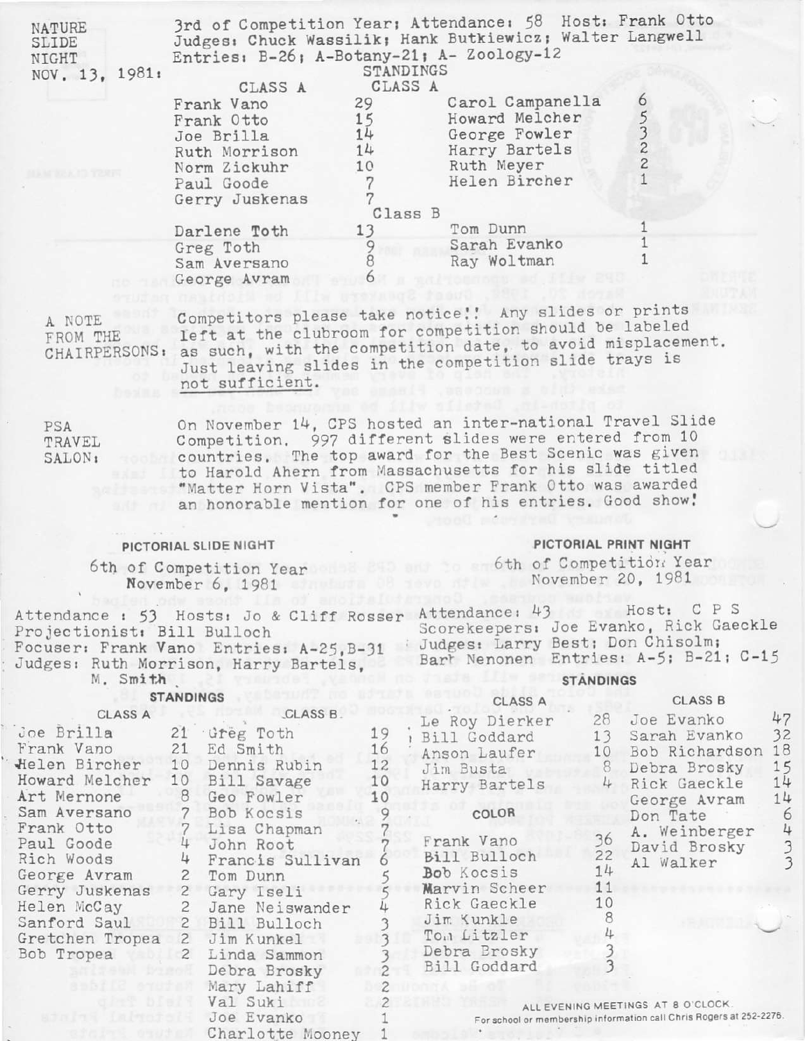## NATURE SLIDE NIGHT NOV. 13, 1981:

3rd of Competition Year; Attendance: 58 Host: Frank Otto
Judges: Chuck Wassilik; Hank Butkiewicz; Walter Langwell
Entries: B-26; A-Botany-21; A- Zoology-12

STANDINGS

| CLASS A | | CLASS A | |
|---|---|---|---|
| Frank Vano | 29 | Carol Campanella | 6 |
| Frank Otto | 15 | Howard Melcher | 5 |
| Joe Brilla | 14 | George Fowler | 3 |
| Ruth Morrison | 14 | Harry Bartels | 2 |
| Norm Zickuhr | 10 | Ruth Meyer | 2 |
| Paul Goode | 7 | Helen Bircher | 1 |
| Gerry Juskenas | 7 | | |

Class B

| | | | |
|---|---|---|---|
| Darlene Toth | 13 | Tom Dunn | 1 |
| Greg Toth | 9 | Sarah Evanko | 1 |
| Sam Aversano | 8 | Ray Woltman | 1 |
| George Avram | 6 | | |

**A NOTE FROM THE CHAIRPERSONS:** Competitors please take notice!! Any slides or prints left at the clubroom for competition should be labeled as such, with the competition date, to avoid misplacement. Just leaving slides in the competition slide trays is not sufficient.

**PSA TRAVEL SALON:** On November 14, CPS hosted an inter-national Travel Slide Competition. 997 different slides were entered from 10 countries. The top award for the Best Scenic was given to Harold Ahern from Massachusetts for his slide titled "Matter Horn Vista". CPS member Frank Otto was awarded an honorable mention for one of his entries. Good show!

## PICTORIAL SLIDE NIGHT

6th of Competition Year
November 6, 1981

Attendance : 53 Hosts: Jo & Cliff Rosser
Projectionist: Bill Bulloch
Focuser: Frank Vano Entries: A-25, B-31
Judges: Ruth Morrison, Harry Bartels, M. Smith

STANDINGS

| CLASS A | | CLASS B | |
|---|---|---|---|
| Joe Brilla | 21 | Greg Toth | 19 |
| Frank Vano | 21 | Ed Smith | 16 |
| Helen Bircher | 10 | Dennis Rubin | 12 |
| Howard Melcher | 10 | Bill Savage | 10 |
| Art Mernone | 8 | Geo Fowler | 10 |
| Sam Aversano | 7 | Bob Kocsis | 9 |
| Frank Otto | 7 | Lisa Chapman | 7 |
| Paul Goode | 4 | John Root | 7 |
| Rich Woods | 4 | Francis Sullivan | 6 |
| George Avram | 2 | Tom Dunn | 5 |
| Gerry Juskenas | 2 | Gary Iseli | 5 |
| Helen McCay | 2 | Jane Neiswander | 4 |
| Sanford Saul | 2 | Bill Bulloch | 3 |
| Gretchen Tropea | 2 | Jim Kunkel | 3 |
| Bob Tropea | 2 | Linda Sammon | 3 |
| | | Debra Brosky | 2 |
| | | Mary Lahiff | 2 |
| | | Val Suki | 2 |
| | | Joe Evanko | 1 |
| | | Charlotte Mooney | 1 |

## PICTORIAL PRINT NIGHT

6th of Competition Year
November 20, 1981

Attendance: 43 Host: C P S
Scorekeepers: Joe Evanko, Rick Gaeckle
Judges: Larry Best; Don Chisolm; Barb Nenonen Entries: A-5; B-21; C-15

STANDINGS

| CLASS A | | CLASS B | |
|---|---|---|---|
| Le Roy Dierker | 28 | Joe Evanko | 47 |
| Bill Goddard | 13 | Sarah Evanko | 32 |
| Anson Laufer | 10 | Bob Richardson | 18 |
| Jim Busta | 8 | Debra Brosky | 15 |
| Harry Bartels | 4 | Rick Gaeckle | 14 |
| | | George Avram | 14 |
| **COLOR** | | Don Tate | 6 |
| Frank Vano | 36 | A. Weinberger | 4 |
| Bill Bulloch | 22 | David Brosky | 3 |
| Bob Kocsis | 14 | Al Walker | 3 |
| Marvin Scheer | 11 | | |
| Rick Gaeckle | 10 | | |
| Jim Kunkle | 8 | | |
| Tom Litzler | 4 | | |
| Debra Brosky | 3 | | |
| Bill Goddard | 3 | | |

ALL EVENING MEETINGS AT 8 O'CLOCK.
For school or membership information call Chris Rogers at 252-2276.